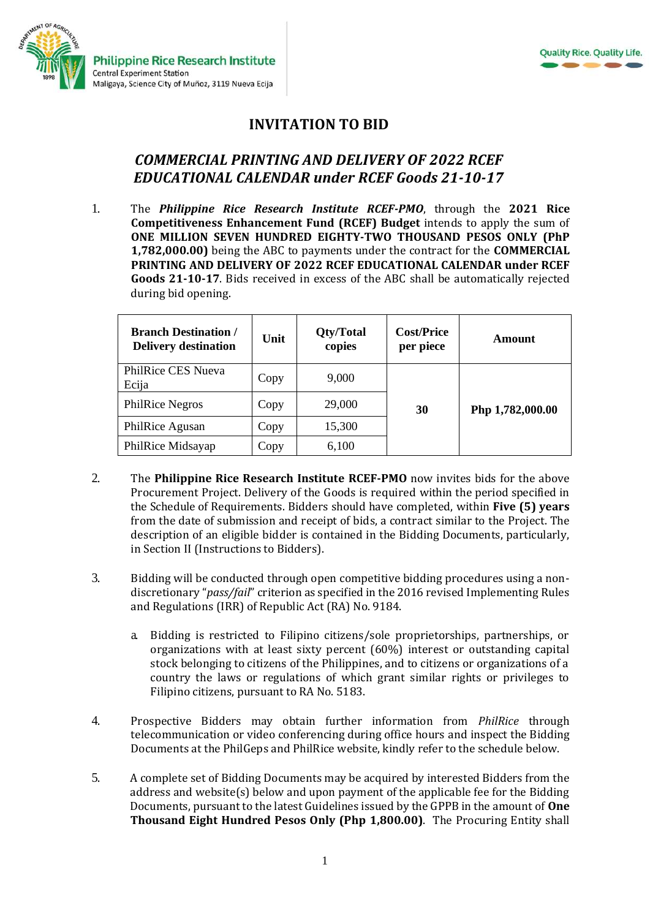Philippine Rice Research Institute
Central Experiment Station
Maligaya, Science City of Muñoz, 3119 Nueva Ecija

Quality Rice. Quality Life.

# INVITATION TO BID

## *COMMERCIAL PRINTING AND DELIVERY OF 2022 RCEF EDUCATIONAL CALENDAR under RCEF Goods 21-10-17*

1. The ***Philippine Rice Research Institute RCEF-PMO***, through the **2021 Rice Competitiveness Enhancement Fund (RCEF) Budget** intends to apply the sum of **ONE MILLION SEVEN HUNDRED EIGHTY-TWO THOUSAND PESOS ONLY (PhP 1,782,000.00)** being the ABC to payments under the contract for the **COMMERCIAL PRINTING AND DELIVERY OF 2022 RCEF EDUCATIONAL CALENDAR under RCEF Goods 21-10-17**. Bids received in excess of the ABC shall be automatically rejected during bid opening.

| Branch Destination / Delivery destination | Unit | Qty/Total copies | Cost/Price per piece | Amount |
|---|---|---|---|---|
| PhilRice CES Nueva Ecija | Copy | 9,000 | **30** | **Php 1,782,000.00** |
| PhilRice Negros | Copy | 29,000 | | |
| PhilRice Agusan | Copy | 15,300 | | |
| PhilRice Midsayap | Copy | 6,100 | | |

2. The **Philippine Rice Research Institute RCEF-PMO** now invites bids for the above Procurement Project. Delivery of the Goods is required within the period specified in the Schedule of Requirements. Bidders should have completed, within **Five (5) years** from the date of submission and receipt of bids, a contract similar to the Project. The description of an eligible bidder is contained in the Bidding Documents, particularly, in Section II (Instructions to Bidders).

3. Bidding will be conducted through open competitive bidding procedures using a non-discretionary "*pass/fail*" criterion as specified in the 2016 revised Implementing Rules and Regulations (IRR) of Republic Act (RA) No. 9184.

   a. Bidding is restricted to Filipino citizens/sole proprietorships, partnerships, or organizations with at least sixty percent (60%) interest or outstanding capital stock belonging to citizens of the Philippines, and to citizens or organizations of a country the laws or regulations of which grant similar rights or privileges to Filipino citizens, pursuant to RA No. 5183.

4. Prospective Bidders may obtain further information from *PhilRice* through telecommunication or video conferencing during office hours and inspect the Bidding Documents at the PhilGeps and PhilRice website, kindly refer to the schedule below.

5. A complete set of Bidding Documents may be acquired by interested Bidders from the address and website(s) below and upon payment of the applicable fee for the Bidding Documents, pursuant to the latest Guidelines issued by the GPPB in the amount of **One Thousand Eight Hundred Pesos Only (Php 1,800.00)**. The Procuring Entity shall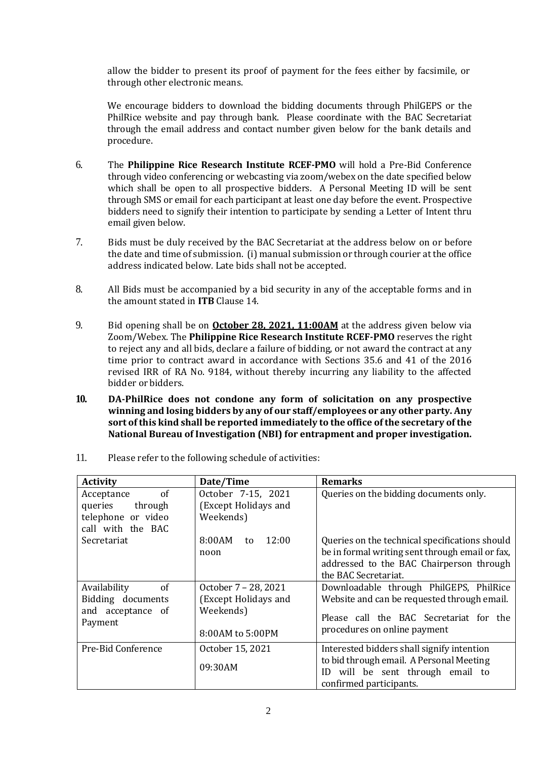allow the bidder to present its proof of payment for the fees either by facsimile, or through other electronic means.

We encourage bidders to download the bidding documents through PhilGEPS or the PhilRice website and pay through bank. Please coordinate with the BAC Secretariat through the email address and contact number given below for the bank details and procedure.

6. The **Philippine Rice Research Institute RCEF-PMO** will hold a Pre-Bid Conference through video conferencing or webcasting via zoom/webex on the date specified below which shall be open to all prospective bidders. A Personal Meeting ID will be sent through SMS or email for each participant at least one day before the event. Prospective bidders need to signify their intention to participate by sending a Letter of Intent thru email given below.

7. Bids must be duly received by the BAC Secretariat at the address below on or before the date and time of submission. (i) manual submission or through courier at the office address indicated below. Late bids shall not be accepted.

8. All Bids must be accompanied by a bid security in any of the acceptable forms and in the amount stated in **ITB** Clause 14.

9. Bid opening shall be on **October 28, 2021, 11:00AM** at the address given below via Zoom/Webex. The **Philippine Rice Research Institute RCEF-PMO** reserves the right to reject any and all bids, declare a failure of bidding, or not award the contract at any time prior to contract award in accordance with Sections 35.6 and 41 of the 2016 revised IRR of RA No. 9184, without thereby incurring any liability to the affected bidder or bidders.

10. **DA-PhilRice does not condone any form of solicitation on any prospective winning and losing bidders by any of our staff/employees or any other party. Any sort of this kind shall be reported immediately to the office of the secretary of the National Bureau of Investigation (NBI) for entrapment and proper investigation.**

11. Please refer to the following schedule of activities:

| Activity | Date/Time | Remarks |
|---|---|---|
| Acceptance of queries through telephone or video call with the BAC Secretariat | October 7-15, 2021 (Except Holidays and Weekends)<br><br>8:00AM to 12:00 noon | Queries on the bidding documents only.<br><br>Queries on the technical specifications should be in formal writing sent through email or fax, addressed to the BAC Chairperson through the BAC Secretariat. |
| Availability of Bidding documents and acceptance of Payment | October 7 – 28, 2021 (Except Holidays and Weekends)<br><br>8:00AM to 5:00PM | Downloadable through PhilGEPS, PhilRice Website and can be requested through email.<br><br>Please call the BAC Secretariat for the procedures on online payment |
| Pre-Bid Conference | October 15, 2021<br><br>09:30AM | Interested bidders shall signify intention to bid through email. A Personal Meeting ID will be sent through email to confirmed participants. |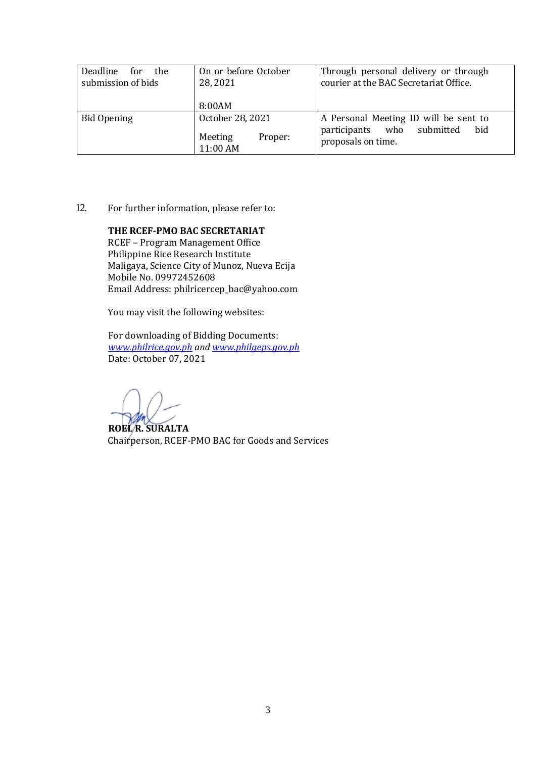| | | |
|---|---|---|
| Deadline for the submission of bids | On or before October 28, 2021<br><br>8:00AM | Through personal delivery or through courier at the BAC Secretariat Office. |
| Bid Opening | October 28, 2021<br><br>Meeting Proper: 11:00 AM | A Personal Meeting ID will be sent to participants who submitted bid proposals on time. |

12. For further information, please refer to:

**THE RCEF-PMO BAC SECRETARIAT**
RCEF – Program Management Office
Philippine Rice Research Institute
Maligaya, Science City of Munoz, Nueva Ecija
Mobile No. 09972452608
Email Address: philricercep_bac@yahoo.com

You may visit the following websites:

For downloading of Bidding Documents:
*www.philrice.gov.ph and www.philgeps.gov.ph*
Date: October 07, 2021

**ROEL R. SURALTA**
Chairperson, RCEF-PMO BAC for Goods and Services